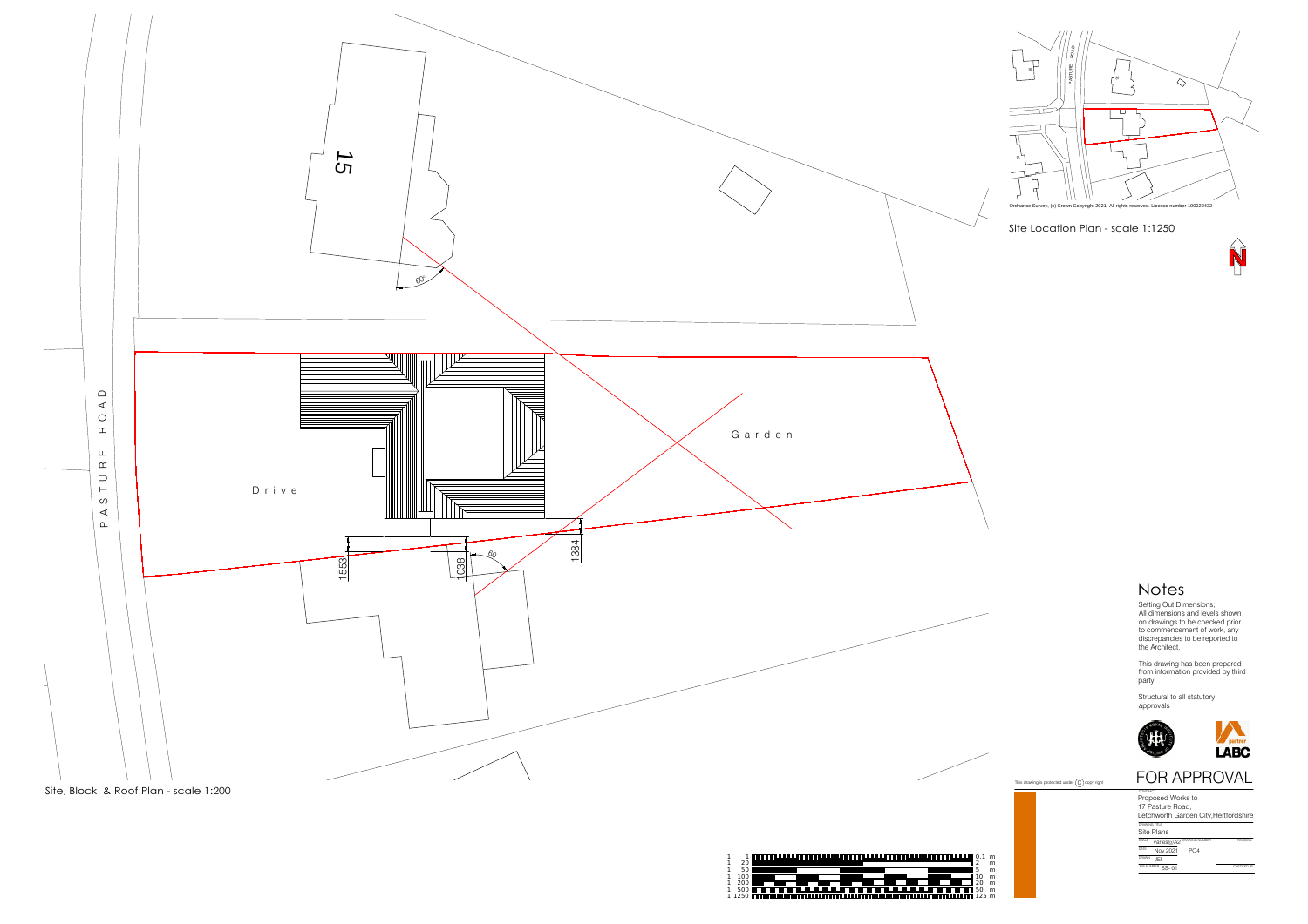15

60°

PASTURE ROAD

Drive

Garden

1553

1038

60

1384

Site, Block & Roof Plan - scale 1:200

PASTURE ROAD

Ordnance Survey, (c) Crown Copyright 2021. All rights reserved. Licence number 100022432

Site Location Plan - scale 1:1250

N

| 1: 1 | 0.1 m |
|---|---|
| 1: 20 | 2 m |
| 1: 50 | 5 m |
| 1: 100 | 10 m |
| 1: 200 | 20 m |
| 1: 500 | 50 m |
| 1:1250 | 125 m |

# Notes

Setting Out Dimensions;
All dimensions and levels shown on drawings to be checked prior to commencement of work, any discrepancies to be reported to the Architect.

This drawing has been prepared from information provided by third party

Structural to all statutory approvals

partner LABC

This drawing is protected under © copy right

# FOR APPROVAL

CONTRACT
Proposed Works to
17 Pasture Road,
Letchworth Garden City,Hertfordshire

DRAWING TITLE
Site Plans

| SCALE | DRAWING NUMBER | REVISION |
|---|---|---|
| varies@A2 | PO4 | |
| DATE Nov 2021 | | |
| DRAWN JEI | | |
| JOB NUMBER SS- 01 | | CHECKED BY |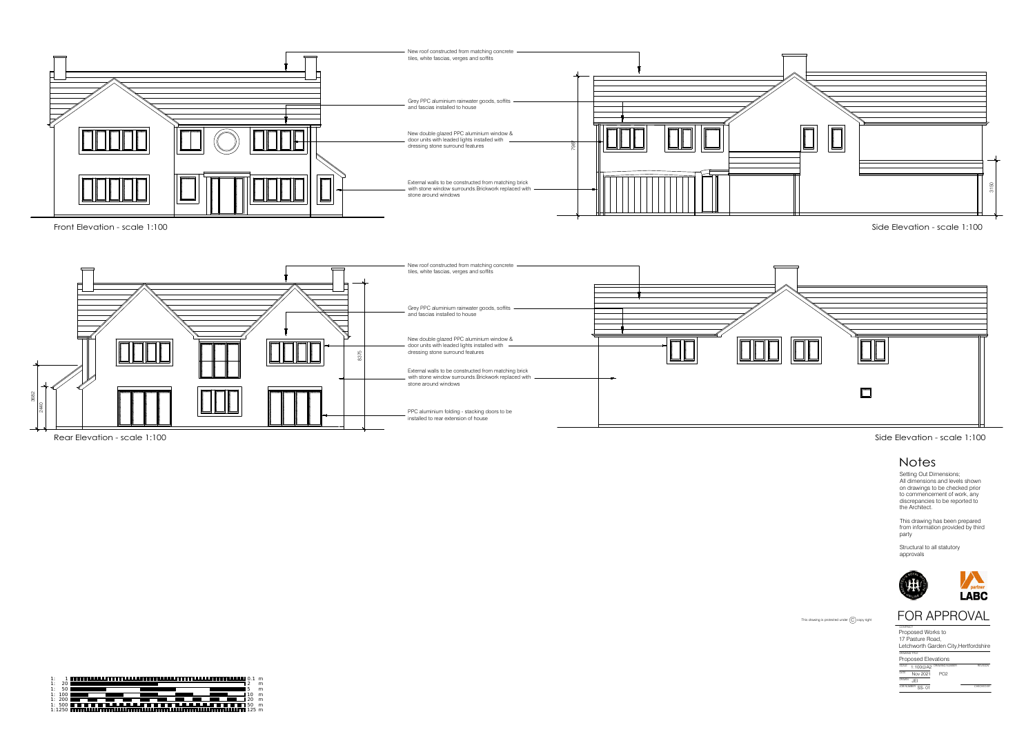New roof constructed from matching concrete tiles, white fascias, verges and soffits

Grey PPC aluminium rainwater goods, soffits and fascias installed to house

New double glazed PPC aluminium window & door units with leaded lights installed with dressing stone surround features

External walls to be constructed from matching brick with stone window surrounds.Brickwork replaced with stone around windows

7987

3150

Front Elevation - scale 1:100

Side Elevation - scale 1:100

New roof constructed from matching concrete tiles, white fascias, verges and soffits

Grey PPC aluminium rainwater goods, soffits and fascias installed to house

New double glazed PPC aluminium window & door units with leaded lights installed with dressing stone surround features

External walls to be constructed from matching brick with stone window surrounds.Brickwork replaced with stone around windows

PPC aluminium folding - stacking doors to be installed to rear extension of house

8375

3682

2440

Rear Elevation - scale 1:100

Side Elevation - scale 1:100

## Notes

Setting Out Dimensions;
All dimensions and levels shown on drawings to be checked prior to commencement of work, any discrepancies to be reported to the Architect.

This drawing has been prepared from information provided by third party

Structural to all statutory approvals

partner LABC

This drawing is protected under © copy right

# FOR APPROVAL

CONTRACT
Proposed Works to
17 Pasture Road,
Letchworth Garden City,Hertfordshire

DRAWING TITLE
Proposed Elevations

| SCALE 1:100@A2 | DRAWING NUMBER | REVISION |
|---|---|---|
| DATE Nov 2021 | PO2 | |
| DRAWN JEI | | |
| JOB NUMBER SS- 01 | | CHECKED BY |

| | |
|---|---|
| 1: 1 | 0.1 m |
| 1: 20 | 2 m |
| 1: 50 | 5 m |
| 1: 100 | 10 m |
| 1: 200 | 20 m |
| 1: 500 | 50 m |
| 1:1250 | 125 m |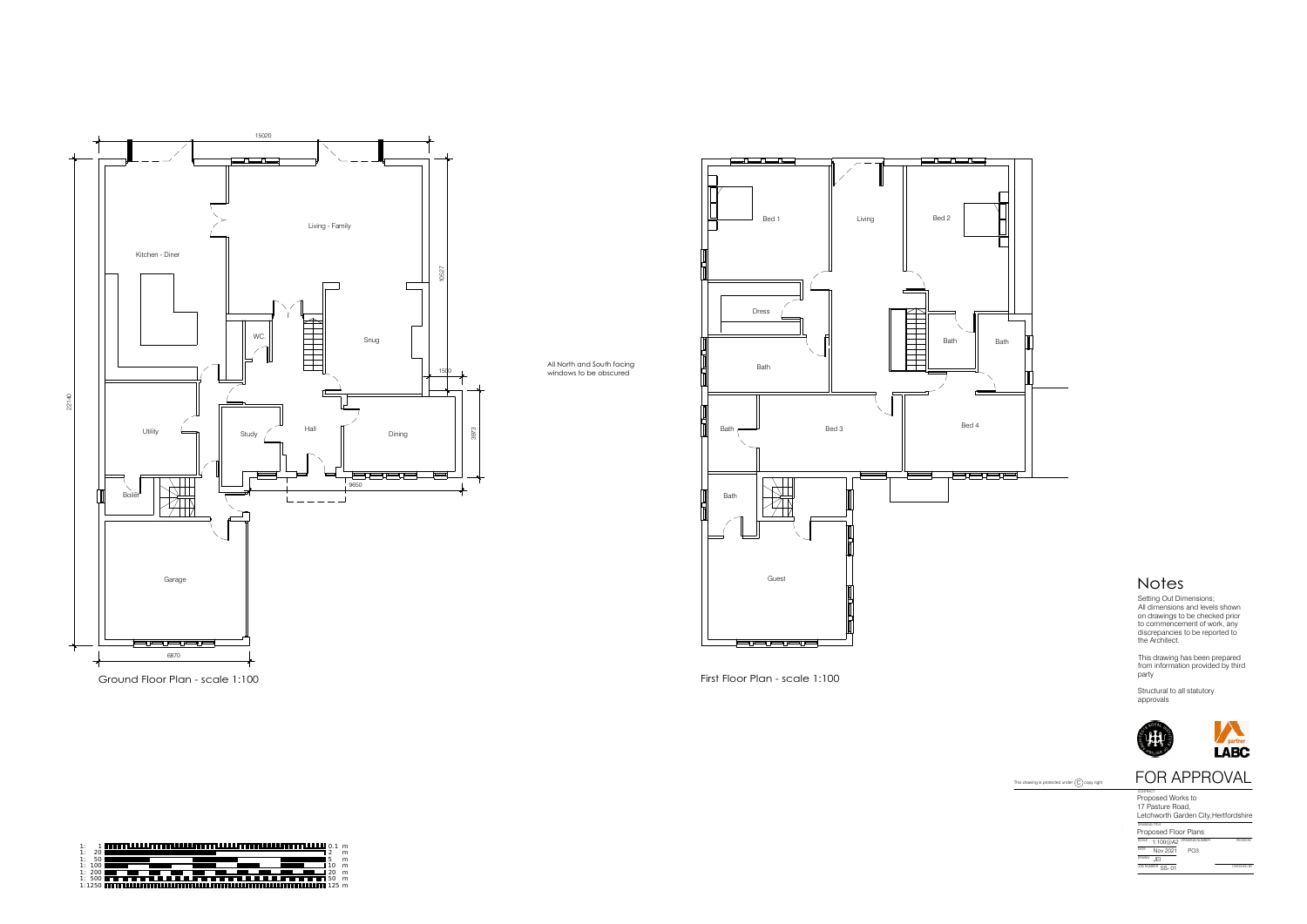Ground Floor Plan - scale 1:100

15020

22140

10527

1500

3973

9650

6870

Kitchen - Diner

Living - Family

WC

Snug

Utility

Study

Hall

Dining

Boiler

Garage

First Floor Plan - scale 1:100

Bed 1

Living

Bed 2

Dress

Bath

Bath

Bath

Bath

Bed 3

Bed 4

Bath

Guest

All North and South facing windows to be obscured

1: 1 — 0.1 m
1: 20 — 2 m
1: 50 — 5 m
1: 100 — 10 m
1: 200 — 20 m
1: 500 — 50 m
1:1250 — 125 m

# Notes

Setting Out Dimensions;
All dimensions and levels shown on drawings to be checked prior to commencement of work, any discrepancies to be reported to the Architect.

This drawing has been prepared from information provided by third party

Structural to all statutory approvals

This drawing is protected under © copy right

# FOR APPROVAL

CONTRACT
Proposed Works to
17 Pasture Road,
Letchworth Garden City,Hertfordshire

DRAWING TITLE
Proposed Floor Plans

SCALE 1:100@A2
DRAWING NUMBER
REVISION
DATE Nov 2021
PO3
DRAWN JEI
JOB NUMBER SS- 01
CHECKED BY